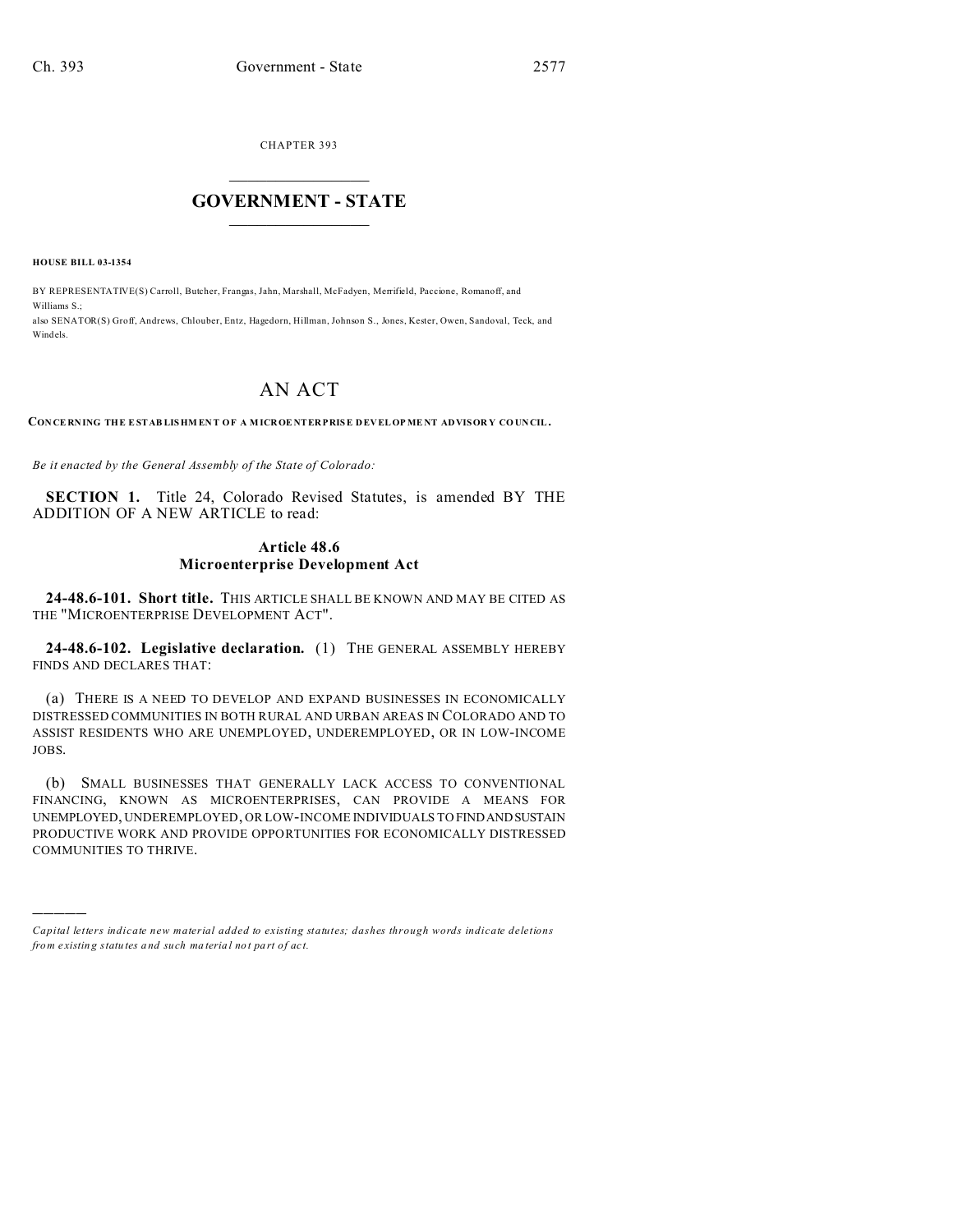CHAPTER 393

# GOVERNMENT - STATE

**HOUSE BILL 03-1354**

BY REPRESENTATIVE(S) Carroll, Butcher, Frangas, Jahn, Marshall, McFadyen, Merrifield, Paccione, Romanoff, and Williams S.;
also SENATOR(S) Groff, Andrews, Chlouber, Entz, Hagedorn, Hillman, Johnson S., Jones, Kester, Owen, Sandoval, Teck, and Windels.

# AN ACT

**CONCERNING THE ESTABLISHMENT OF A MICROENTERPRISE DEVELOPMENT ADVISORY COUNCIL.**

*Be it enacted by the General Assembly of the State of Colorado:*

**SECTION 1.** Title 24, Colorado Revised Statutes, is amended BY THE ADDITION OF A NEW ARTICLE to read:

## Article 48.6
## Microenterprise Development Act

**24-48.6-101. Short title.** THIS ARTICLE SHALL BE KNOWN AND MAY BE CITED AS THE "MICROENTERPRISE DEVELOPMENT ACT".

**24-48.6-102. Legislative declaration.** (1) THE GENERAL ASSEMBLY HEREBY FINDS AND DECLARES THAT:

(a) THERE IS A NEED TO DEVELOP AND EXPAND BUSINESSES IN ECONOMICALLY DISTRESSED COMMUNITIES IN BOTH RURAL AND URBAN AREAS IN COLORADO AND TO ASSIST RESIDENTS WHO ARE UNEMPLOYED, UNDEREMPLOYED, OR IN LOW-INCOME JOBS.

(b) SMALL BUSINESSES THAT GENERALLY LACK ACCESS TO CONVENTIONAL FINANCING, KNOWN AS MICROENTERPRISES, CAN PROVIDE A MEANS FOR UNEMPLOYED, UNDEREMPLOYED, OR LOW-INCOME INDIVIDUALS TO FIND AND SUSTAIN PRODUCTIVE WORK AND PROVIDE OPPORTUNITIES FOR ECONOMICALLY DISTRESSED COMMUNITIES TO THRIVE.

---

*Capital letters indicate new material added to existing statutes; dashes through words indicate deletions from existing statutes and such material not part of act.*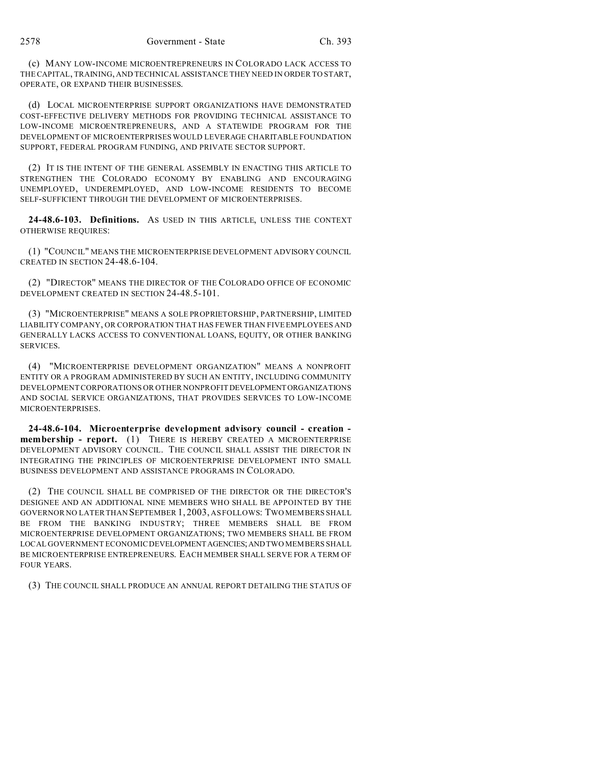(c) MANY LOW-INCOME MICROENTREPRENEURS IN COLORADO LACK ACCESS TO THE CAPITAL, TRAINING, AND TECHNICAL ASSISTANCE THEY NEED IN ORDER TO START, OPERATE, OR EXPAND THEIR BUSINESSES.

(d) LOCAL MICROENTERPRISE SUPPORT ORGANIZATIONS HAVE DEMONSTRATED COST-EFFECTIVE DELIVERY METHODS FOR PROVIDING TECHNICAL ASSISTANCE TO LOW-INCOME MICROENTREPRENEURS, AND A STATEWIDE PROGRAM FOR THE DEVELOPMENT OF MICROENTERPRISES WOULD LEVERAGE CHARITABLE FOUNDATION SUPPORT, FEDERAL PROGRAM FUNDING, AND PRIVATE SECTOR SUPPORT.

(2) IT IS THE INTENT OF THE GENERAL ASSEMBLY IN ENACTING THIS ARTICLE TO STRENGTHEN THE COLORADO ECONOMY BY ENABLING AND ENCOURAGING UNEMPLOYED, UNDEREMPLOYED, AND LOW-INCOME RESIDENTS TO BECOME SELF-SUFFICIENT THROUGH THE DEVELOPMENT OF MICROENTERPRISES.

**24-48.6-103. Definitions.** AS USED IN THIS ARTICLE, UNLESS THE CONTEXT OTHERWISE REQUIRES:

(1) "COUNCIL" MEANS THE MICROENTERPRISE DEVELOPMENT ADVISORY COUNCIL CREATED IN SECTION 24-48.6-104.

(2) "DIRECTOR" MEANS THE DIRECTOR OF THE COLORADO OFFICE OF ECONOMIC DEVELOPMENT CREATED IN SECTION 24-48.5-101.

(3) "MICROENTERPRISE" MEANS A SOLE PROPRIETORSHIP, PARTNERSHIP, LIMITED LIABILITY COMPANY, OR CORPORATION THAT HAS FEWER THAN FIVE EMPLOYEES AND GENERALLY LACKS ACCESS TO CONVENTIONAL LOANS, EQUITY, OR OTHER BANKING SERVICES.

(4) "MICROENTERPRISE DEVELOPMENT ORGANIZATION" MEANS A NONPROFIT ENTITY OR A PROGRAM ADMINISTERED BY SUCH AN ENTITY, INCLUDING COMMUNITY DEVELOPMENT CORPORATIONS OR OTHER NONPROFIT DEVELOPMENT ORGANIZATIONS AND SOCIAL SERVICE ORGANIZATIONS, THAT PROVIDES SERVICES TO LOW-INCOME MICROENTERPRISES.

**24-48.6-104. Microenterprise development advisory council - creation - membership - report.** (1) THERE IS HEREBY CREATED A MICROENTERPRISE DEVELOPMENT ADVISORY COUNCIL. THE COUNCIL SHALL ASSIST THE DIRECTOR IN INTEGRATING THE PRINCIPLES OF MICROENTERPRISE DEVELOPMENT INTO SMALL BUSINESS DEVELOPMENT AND ASSISTANCE PROGRAMS IN COLORADO.

(2) THE COUNCIL SHALL BE COMPRISED OF THE DIRECTOR OR THE DIRECTOR'S DESIGNEE AND AN ADDITIONAL NINE MEMBERS WHO SHALL BE APPOINTED BY THE GOVERNOR NO LATER THAN SEPTEMBER 1, 2003, AS FOLLOWS: TWO MEMBERS SHALL BE FROM THE BANKING INDUSTRY; THREE MEMBERS SHALL BE FROM MICROENTERPRISE DEVELOPMENT ORGANIZATIONS; TWO MEMBERS SHALL BE FROM LOCAL GOVERNMENT ECONOMIC DEVELOPMENT AGENCIES; AND TWO MEMBERS SHALL BE MICROENTERPRISE ENTREPRENEURS. EACH MEMBER SHALL SERVE FOR A TERM OF FOUR YEARS.

(3) THE COUNCIL SHALL PRODUCE AN ANNUAL REPORT DETAILING THE STATUS OF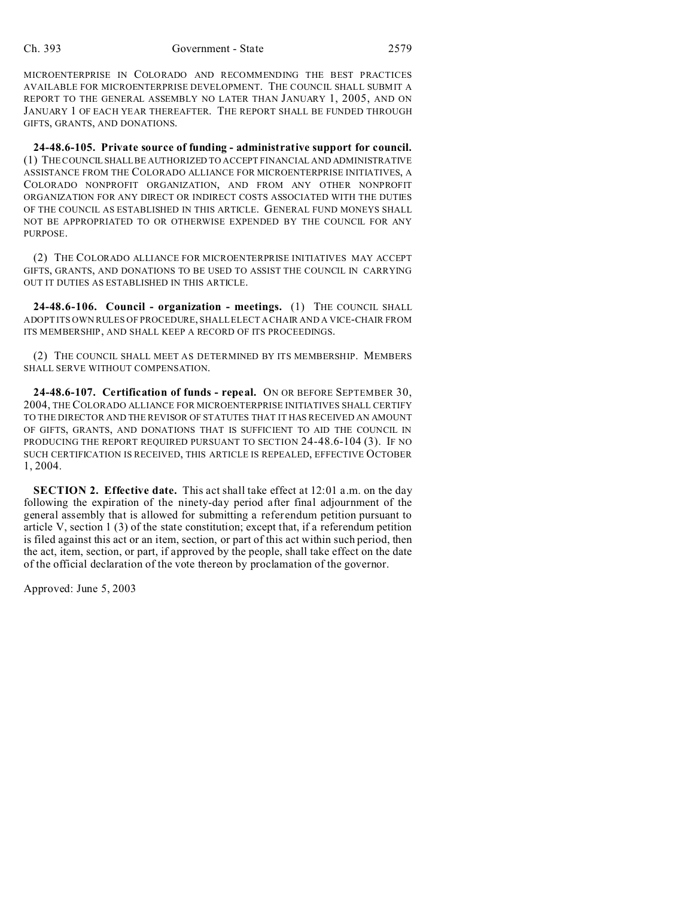MICROENTERPRISE IN COLORADO AND RECOMMENDING THE BEST PRACTICES AVAILABLE FOR MICROENTERPRISE DEVELOPMENT. THE COUNCIL SHALL SUBMIT A REPORT TO THE GENERAL ASSEMBLY NO LATER THAN JANUARY 1, 2005, AND ON JANUARY 1 OF EACH YEAR THEREAFTER. THE REPORT SHALL BE FUNDED THROUGH GIFTS, GRANTS, AND DONATIONS.

**24-48.6-105. Private source of funding - administrative support for council.** (1) THE COUNCIL SHALL BE AUTHORIZED TO ACCEPT FINANCIAL AND ADMINISTRATIVE ASSISTANCE FROM THE COLORADO ALLIANCE FOR MICROENTERPRISE INITIATIVES, A COLORADO NONPROFIT ORGANIZATION, AND FROM ANY OTHER NONPROFIT ORGANIZATION FOR ANY DIRECT OR INDIRECT COSTS ASSOCIATED WITH THE DUTIES OF THE COUNCIL AS ESTABLISHED IN THIS ARTICLE. GENERAL FUND MONEYS SHALL NOT BE APPROPRIATED TO OR OTHERWISE EXPENDED BY THE COUNCIL FOR ANY PURPOSE.

(2) THE COLORADO ALLIANCE FOR MICROENTERPRISE INITIATIVES MAY ACCEPT GIFTS, GRANTS, AND DONATIONS TO BE USED TO ASSIST THE COUNCIL IN CARRYING OUT IT DUTIES AS ESTABLISHED IN THIS ARTICLE.

**24-48.6-106. Council - organization - meetings.** (1) THE COUNCIL SHALL ADOPT ITS OWN RULES OF PROCEDURE, SHALL ELECT A CHAIR AND A VICE-CHAIR FROM ITS MEMBERSHIP, AND SHALL KEEP A RECORD OF ITS PROCEEDINGS.

(2) THE COUNCIL SHALL MEET AS DETERMINED BY ITS MEMBERSHIP. MEMBERS SHALL SERVE WITHOUT COMPENSATION.

**24-48.6-107. Certification of funds - repeal.** ON OR BEFORE SEPTEMBER 30, 2004, THE COLORADO ALLIANCE FOR MICROENTERPRISE INITIATIVES SHALL CERTIFY TO THE DIRECTOR AND THE REVISOR OF STATUTES THAT IT HAS RECEIVED AN AMOUNT OF GIFTS, GRANTS, AND DONATIONS THAT IS SUFFICIENT TO AID THE COUNCIL IN PRODUCING THE REPORT REQUIRED PURSUANT TO SECTION 24-48.6-104 (3). IF NO SUCH CERTIFICATION IS RECEIVED, THIS ARTICLE IS REPEALED, EFFECTIVE OCTOBER 1, 2004.

**SECTION 2. Effective date.** This act shall take effect at 12:01 a.m. on the day following the expiration of the ninety-day period after final adjournment of the general assembly that is allowed for submitting a referendum petition pursuant to article V, section 1 (3) of the state constitution; except that, if a referendum petition is filed against this act or an item, section, or part of this act within such period, then the act, item, section, or part, if approved by the people, shall take effect on the date of the official declaration of the vote thereon by proclamation of the governor.

Approved: June 5, 2003